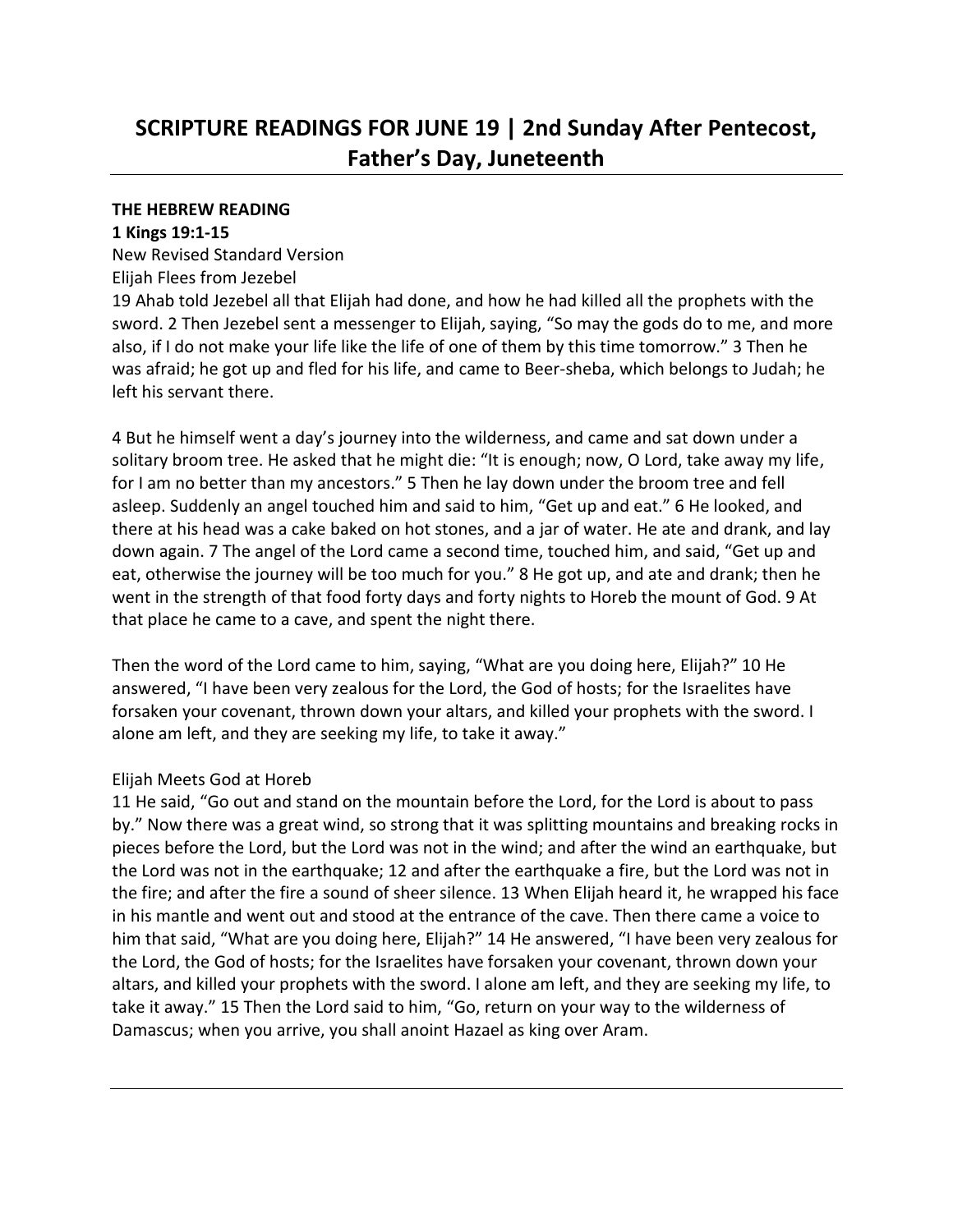# SCRIPTURE READINGS FOR JUNE 19 | 2nd Sunday After Pentecost, Father's Day, Juneteenth

**THE HEBREW READING**
**1 Kings 19:1-15**
New Revised Standard Version
Elijah Flees from Jezebel
19 Ahab told Jezebel all that Elijah had done, and how he had killed all the prophets with the sword. 2 Then Jezebel sent a messenger to Elijah, saying, "So may the gods do to me, and more also, if I do not make your life like the life of one of them by this time tomorrow." 3 Then he was afraid; he got up and fled for his life, and came to Beer-sheba, which belongs to Judah; he left his servant there.

4 But he himself went a day's journey into the wilderness, and came and sat down under a solitary broom tree. He asked that he might die: "It is enough; now, O Lord, take away my life, for I am no better than my ancestors." 5 Then he lay down under the broom tree and fell asleep. Suddenly an angel touched him and said to him, "Get up and eat." 6 He looked, and there at his head was a cake baked on hot stones, and a jar of water. He ate and drank, and lay down again. 7 The angel of the Lord came a second time, touched him, and said, "Get up and eat, otherwise the journey will be too much for you." 8 He got up, and ate and drank; then he went in the strength of that food forty days and forty nights to Horeb the mount of God. 9 At that place he came to a cave, and spent the night there.

Then the word of the Lord came to him, saying, "What are you doing here, Elijah?" 10 He answered, "I have been very zealous for the Lord, the God of hosts; for the Israelites have forsaken your covenant, thrown down your altars, and killed your prophets with the sword. I alone am left, and they are seeking my life, to take it away."

Elijah Meets God at Horeb
11 He said, "Go out and stand on the mountain before the Lord, for the Lord is about to pass by." Now there was a great wind, so strong that it was splitting mountains and breaking rocks in pieces before the Lord, but the Lord was not in the wind; and after the wind an earthquake, but the Lord was not in the earthquake; 12 and after the earthquake a fire, but the Lord was not in the fire; and after the fire a sound of sheer silence. 13 When Elijah heard it, he wrapped his face in his mantle and went out and stood at the entrance of the cave. Then there came a voice to him that said, "What are you doing here, Elijah?" 14 He answered, "I have been very zealous for the Lord, the God of hosts; for the Israelites have forsaken your covenant, thrown down your altars, and killed your prophets with the sword. I alone am left, and they are seeking my life, to take it away." 15 Then the Lord said to him, "Go, return on your way to the wilderness of Damascus; when you arrive, you shall anoint Hazael as king over Aram.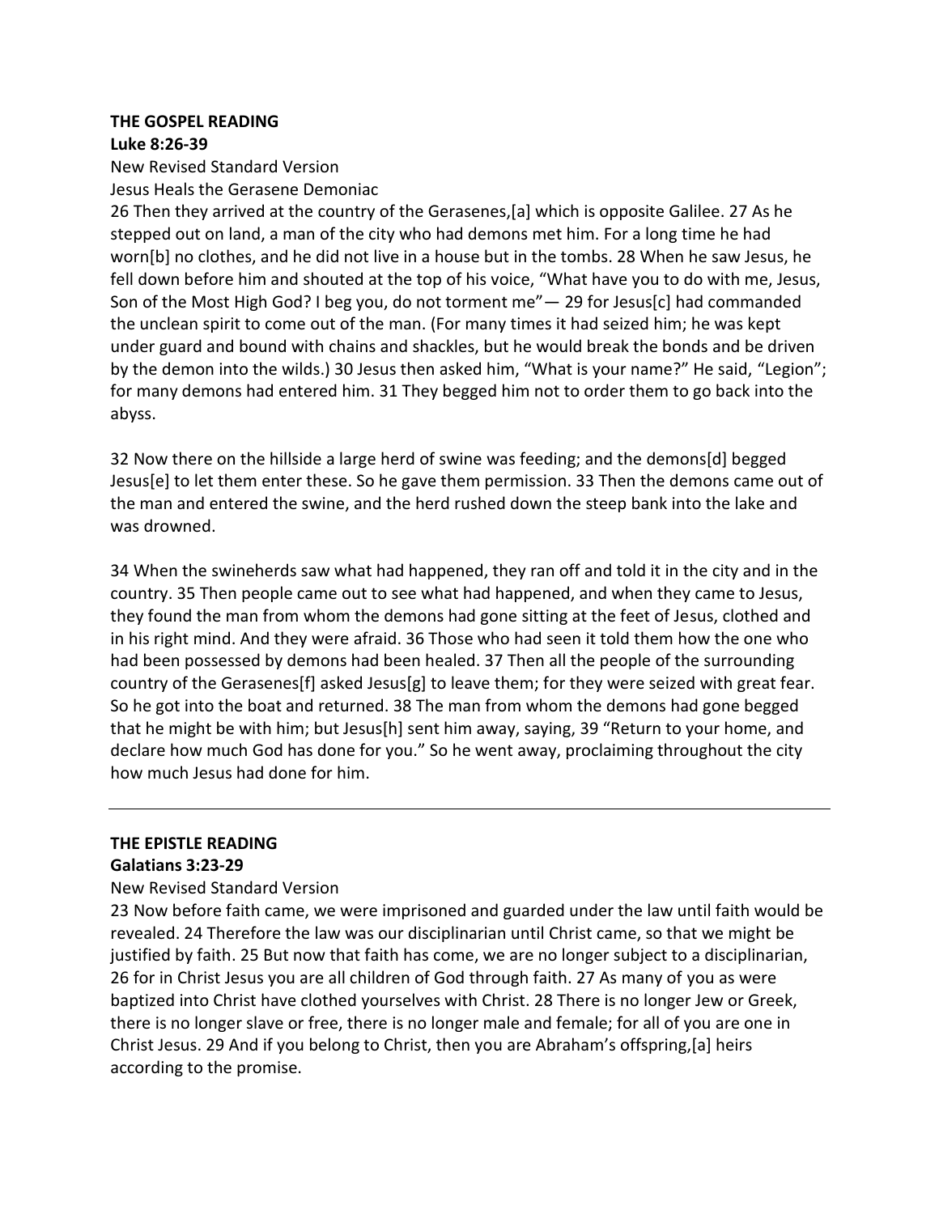**THE GOSPEL READING**
**Luke 8:26-39**
New Revised Standard Version
Jesus Heals the Gerasene Demoniac

26 Then they arrived at the country of the Gerasenes,[a] which is opposite Galilee. 27 As he stepped out on land, a man of the city who had demons met him. For a long time he had worn[b] no clothes, and he did not live in a house but in the tombs. 28 When he saw Jesus, he fell down before him and shouted at the top of his voice, “What have you to do with me, Jesus, Son of the Most High God? I beg you, do not torment me”— 29 for Jesus[c] had commanded the unclean spirit to come out of the man. (For many times it had seized him; he was kept under guard and bound with chains and shackles, but he would break the bonds and be driven by the demon into the wilds.) 30 Jesus then asked him, “What is your name?” He said, “Legion”; for many demons had entered him. 31 They begged him not to order them to go back into the abyss.

32 Now there on the hillside a large herd of swine was feeding; and the demons[d] begged Jesus[e] to let them enter these. So he gave them permission. 33 Then the demons came out of the man and entered the swine, and the herd rushed down the steep bank into the lake and was drowned.

34 When the swineherds saw what had happened, they ran off and told it in the city and in the country. 35 Then people came out to see what had happened, and when they came to Jesus, they found the man from whom the demons had gone sitting at the feet of Jesus, clothed and in his right mind. And they were afraid. 36 Those who had seen it told them how the one who had been possessed by demons had been healed. 37 Then all the people of the surrounding country of the Gerasenes[f] asked Jesus[g] to leave them; for they were seized with great fear. So he got into the boat and returned. 38 The man from whom the demons had gone begged that he might be with him; but Jesus[h] sent him away, saying, 39 “Return to your home, and declare how much God has done for you.” So he went away, proclaiming throughout the city how much Jesus had done for him.

---

**THE EPISTLE READING**
**Galatians 3:23-29**
New Revised Standard Version

23 Now before faith came, we were imprisoned and guarded under the law until faith would be revealed. 24 Therefore the law was our disciplinarian until Christ came, so that we might be justified by faith. 25 But now that faith has come, we are no longer subject to a disciplinarian, 26 for in Christ Jesus you are all children of God through faith. 27 As many of you as were baptized into Christ have clothed yourselves with Christ. 28 There is no longer Jew or Greek, there is no longer slave or free, there is no longer male and female; for all of you are one in Christ Jesus. 29 And if you belong to Christ, then you are Abraham’s offspring,[a] heirs according to the promise.